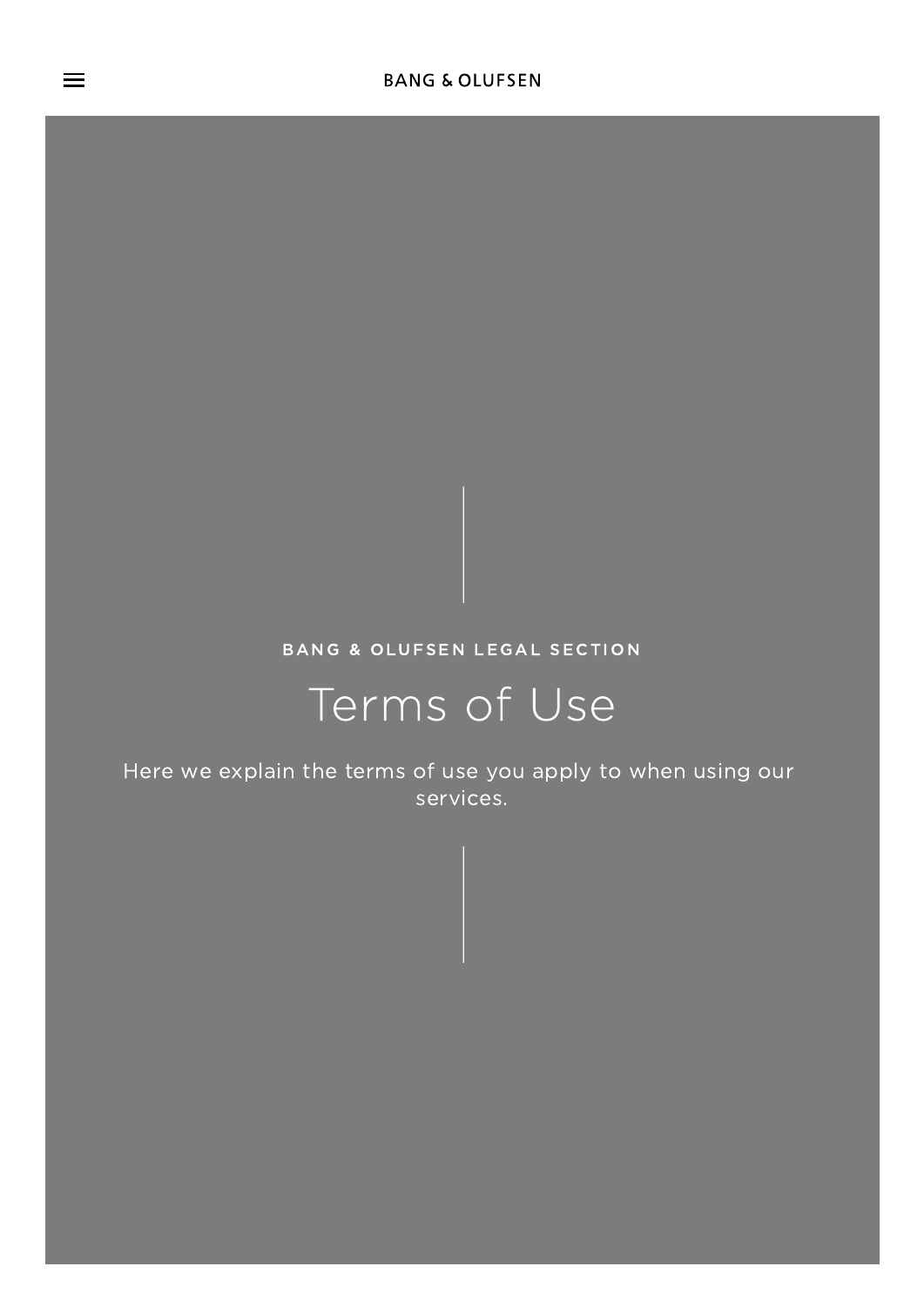BANG & OLUFSEN

BANG & OLUFSEN LEGAL SECTION

# Terms of Use

Here we explain the terms of use you apply to when using our services.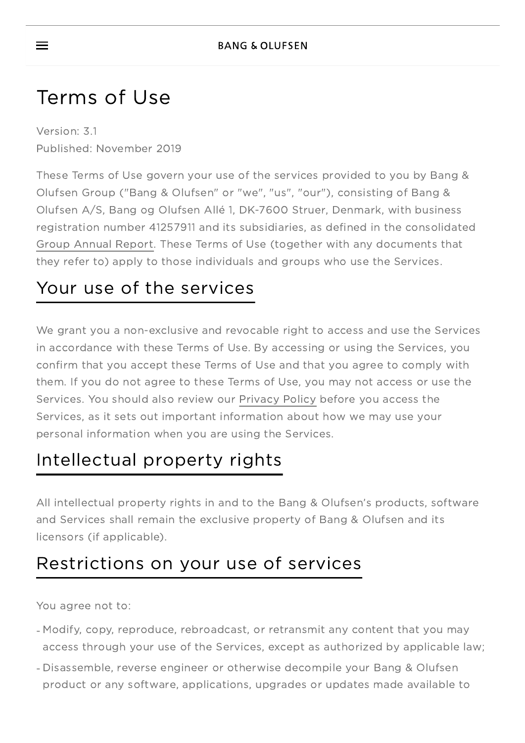# Terms of Use

Version: 3.1
Published: November 2019

These Terms of Use govern your use of the services provided to you by Bang & Olufsen Group ("Bang & Olufsen" or "we", "us", "our"), consisting of Bang & Olufsen A/S, Bang og Olufsen Allé 1, DK-7600 Struer, Denmark, with business registration number 41257911 and its subsidiaries, as defined in the consolidated Group Annual Report. These Terms of Use (together with any documents that they refer to) apply to those individuals and groups who use the Services.

## Your use of the services

We grant you a non-exclusive and revocable right to access and use the Services in accordance with these Terms of Use. By accessing or using the Services, you confirm that you accept these Terms of Use and that you agree to comply with them. If you do not agree to these Terms of Use, you may not access or use the Services. You should also review our Privacy Policy before you access the Services, as it sets out important information about how we may use your personal information when you are using the Services.

## Intellectual property rights

All intellectual property rights in and to the Bang & Olufsen's products, software and Services shall remain the exclusive property of Bang & Olufsen and its licensors (if applicable).

## Restrictions on your use of services

You agree not to:

- Modify, copy, reproduce, rebroadcast, or retransmit any content that you may access through your use of the Services, except as authorized by applicable law;
- Disassemble, reverse engineer or otherwise decompile your Bang & Olufsen product or any software, applications, upgrades or updates made available to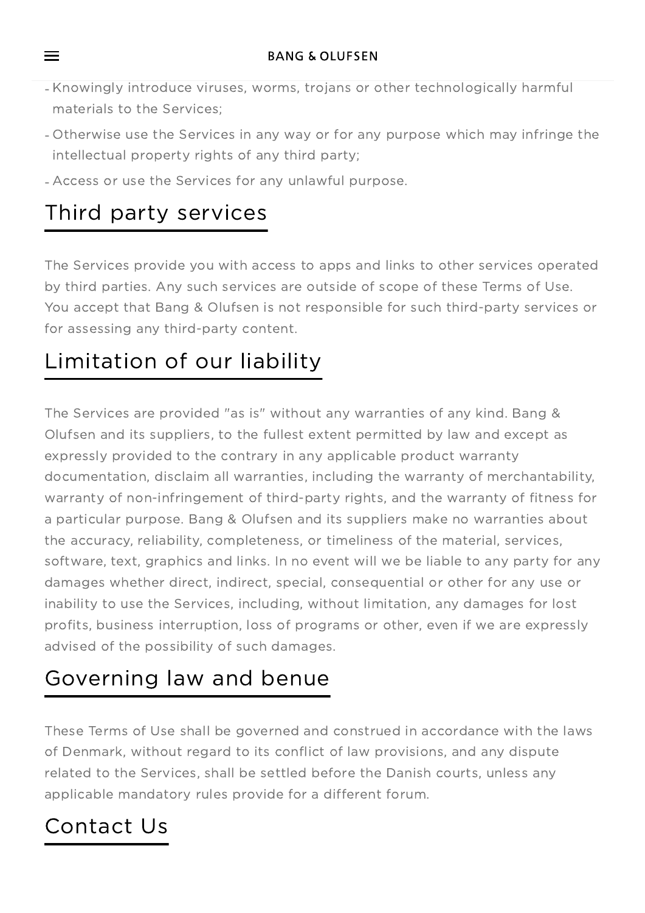- Knowingly introduce viruses, worms, trojans or other technologically harmful materials to the Services;
- Otherwise use the Services in any way or for any purpose which may infringe the intellectual property rights of any third party;
- Access or use the Services for any unlawful purpose.

## Third party services

The Services provide you with access to apps and links to other services operated by third parties. Any such services are outside of scope of these Terms of Use. You accept that Bang & Olufsen is not responsible for such third-party services or for assessing any third-party content.

## Limitation of our liability

The Services are provided "as is" without any warranties of any kind. Bang & Olufsen and its suppliers, to the fullest extent permitted by law and except as expressly provided to the contrary in any applicable product warranty documentation, disclaim all warranties, including the warranty of merchantability, warranty of non-infringement of third-party rights, and the warranty of fitness for a particular purpose. Bang & Olufsen and its suppliers make no warranties about the accuracy, reliability, completeness, or timeliness of the material, services, software, text, graphics and links. In no event will we be liable to any party for any damages whether direct, indirect, special, consequential or other for any use or inability to use the Services, including, without limitation, any damages for lost profits, business interruption, loss of programs or other, even if we are expressly advised of the possibility of such damages.

## Governing law and benue

These Terms of Use shall be governed and construed in accordance with the laws of Denmark, without regard to its conflict of law provisions, and any dispute related to the Services, shall be settled before the Danish courts, unless any applicable mandatory rules provide for a different forum.

## Contact Us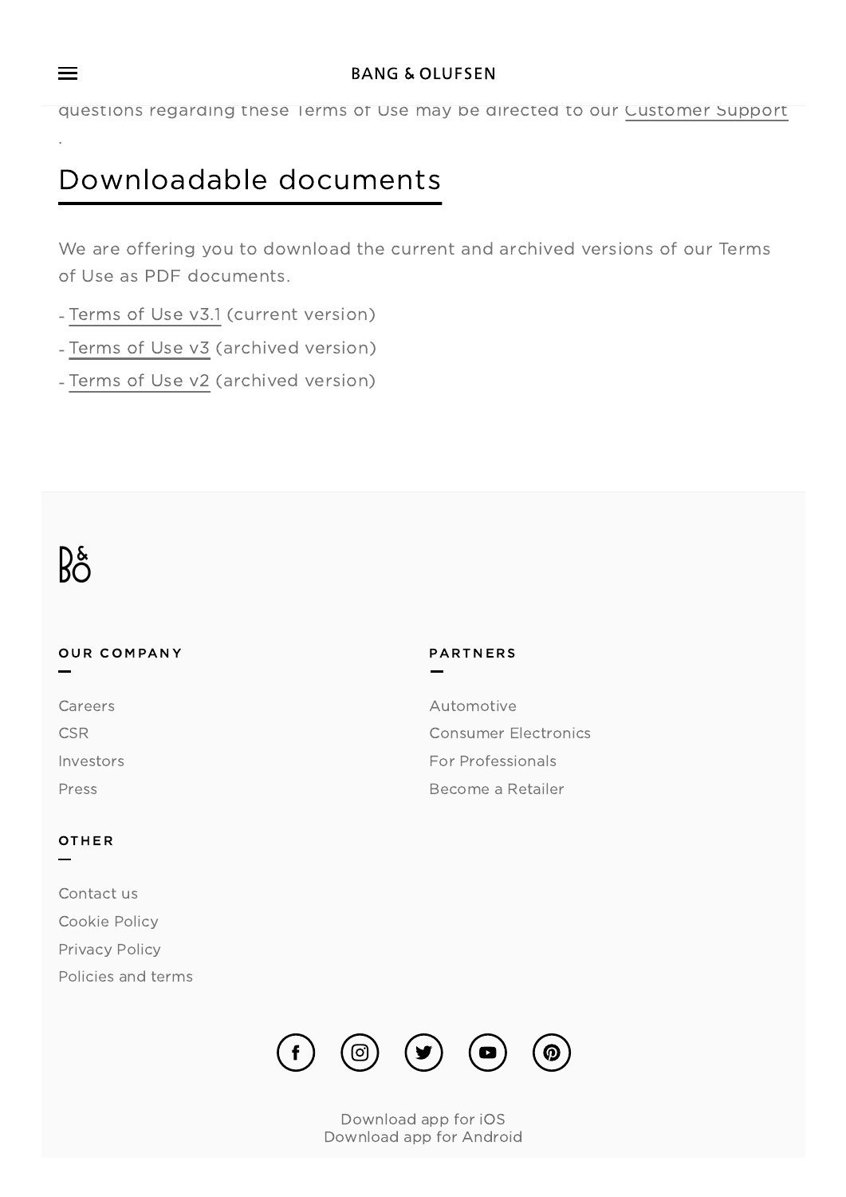questions regarding these Terms of Use may be directed to our Customer Support .

## Downloadable documents

We are offering you to download the current and archived versions of our Terms of Use as PDF documents.

- Terms of Use v3.1 (current version)
- Terms of Use v3 (archived version)
- Terms of Use v2 (archived version)

**OUR COMPANY**

Careers

CSR

Investors

Press

**PARTNERS**

Automotive

Consumer Electronics

For Professionals

Become a Retailer

**OTHER**

Contact us

Cookie Policy

Privacy Policy

Policies and terms

Download app for iOS

Download app for Android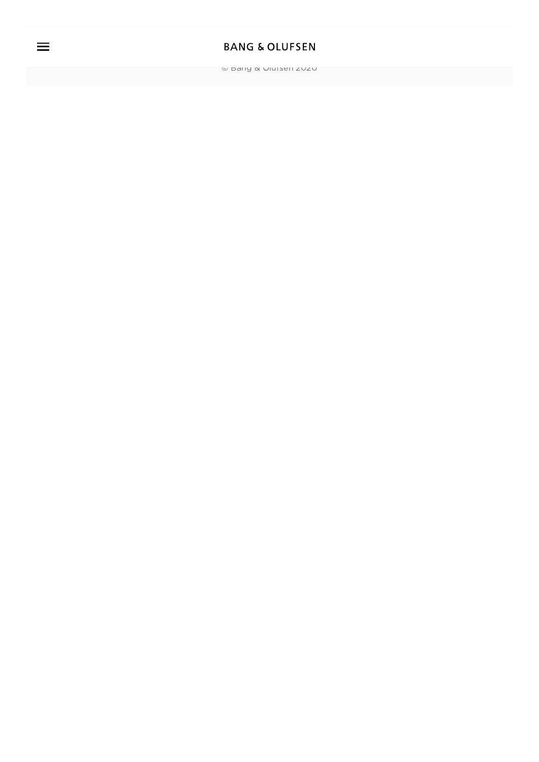BANG & OLUFSEN

© Bang & Olufsen 2020